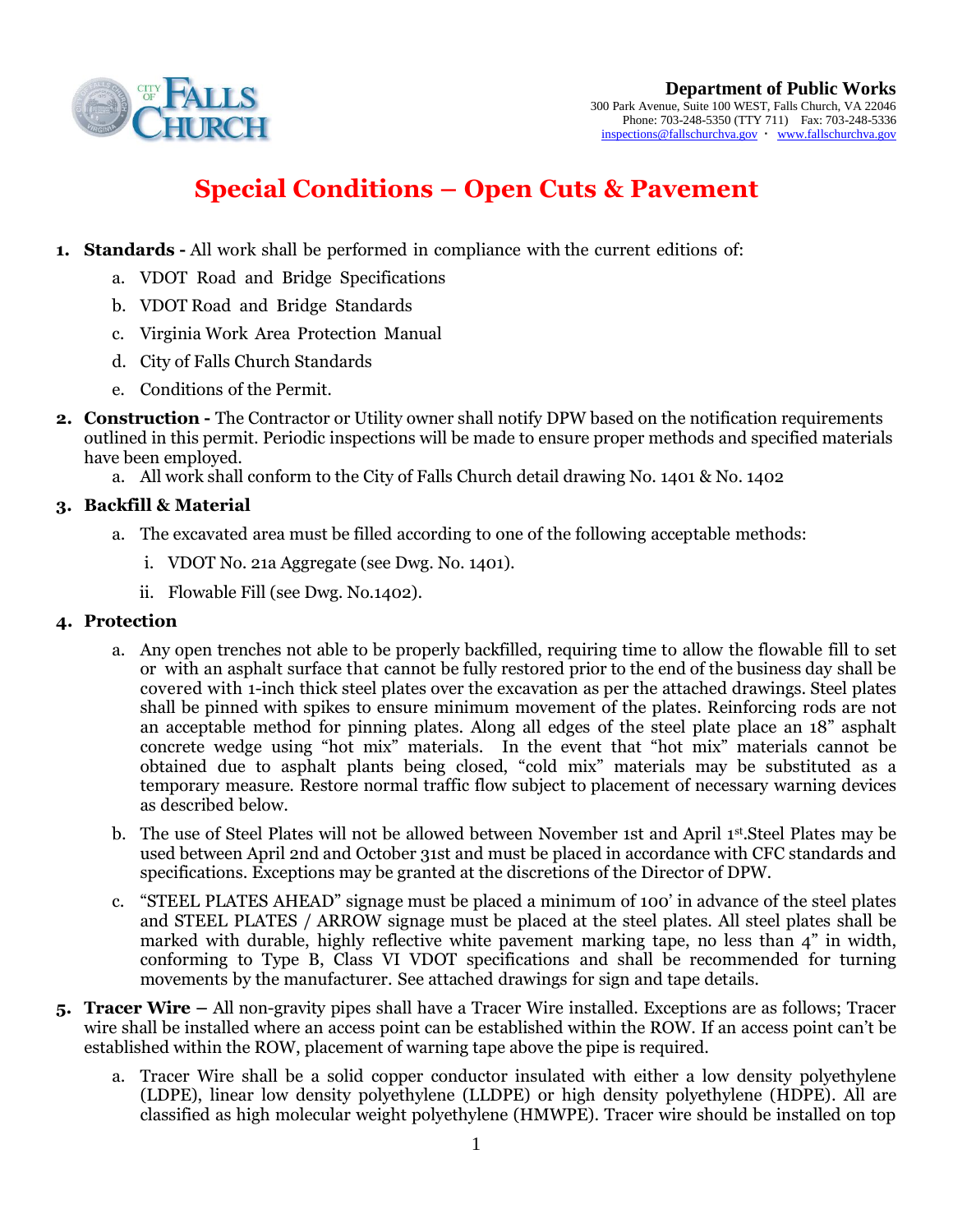**Department of Public Works**
300 Park Avenue, Suite 100 WEST, Falls Church, VA 22046
Phone: 703-248-5350 (TTY 711) Fax: 703-248-5336
inspections@fallschurchva.gov · www.fallschurchva.gov

# Special Conditions – Open Cuts & Pavement

1. **Standards -** All work shall be performed in compliance with the current editions of:
   a. VDOT Road and Bridge Specifications
   b. VDOT Road and Bridge Standards
   c. Virginia Work Area Protection Manual
   d. City of Falls Church Standards
   e. Conditions of the Permit.

2. **Construction -** The Contractor or Utility owner shall notify DPW based on the notification requirements outlined in this permit. Periodic inspections will be made to ensure proper methods and specified materials have been employed.
   a. All work shall conform to the City of Falls Church detail drawing No. 1401 & No. 1402

3. **Backfill & Material**
   a. The excavated area must be filled according to one of the following acceptable methods:
      i. VDOT No. 21a Aggregate (see Dwg. No. 1401).
      ii. Flowable Fill (see Dwg. No.1402).

4. **Protection**
   a. Any open trenches not able to be properly backfilled, requiring time to allow the flowable fill to set or with an asphalt surface that cannot be fully restored prior to the end of the business day shall be covered with 1-inch thick steel plates over the excavation as per the attached drawings. Steel plates shall be pinned with spikes to ensure minimum movement of the plates. Reinforcing rods are not an acceptable method for pinning plates. Along all edges of the steel plate place an 18" asphalt concrete wedge using "hot mix" materials. In the event that "hot mix" materials cannot be obtained due to asphalt plants being closed, "cold mix" materials may be substituted as a temporary measure. Restore normal traffic flow subject to placement of necessary warning devices as described below.
   b. The use of Steel Plates will not be allowed between November 1st and April 1st.Steel Plates may be used between April 2nd and October 31st and must be placed in accordance with CFC standards and specifications. Exceptions may be granted at the discretions of the Director of DPW.
   c. "STEEL PLATES AHEAD" signage must be placed a minimum of 100' in advance of the steel plates and STEEL PLATES / ARROW signage must be placed at the steel plates. All steel plates shall be marked with durable, highly reflective white pavement marking tape, no less than 4" in width, conforming to Type B, Class VI VDOT specifications and shall be recommended for turning movements by the manufacturer. See attached drawings for sign and tape details.

5. **Tracer Wire –** All non-gravity pipes shall have a Tracer Wire installed. Exceptions are as follows; Tracer wire shall be installed where an access point can be established within the ROW. If an access point can't be established within the ROW, placement of warning tape above the pipe is required.
   a. Tracer Wire shall be a solid copper conductor insulated with either a low density polyethylene (LDPE), linear low density polyethylene (LLDPE) or high density polyethylene (HDPE). All are classified as high molecular weight polyethylene (HMWPE). Tracer wire should be installed on top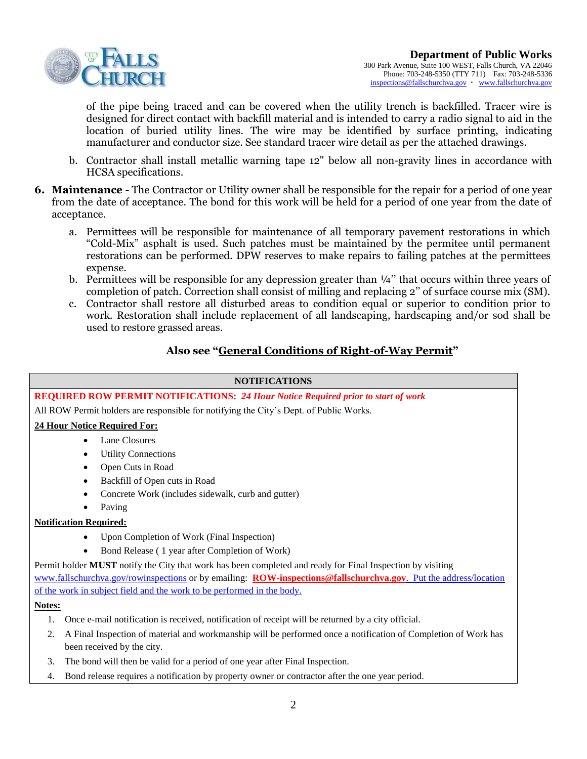of the pipe being traced and can be covered when the utility trench is backfilled. Tracer wire is designed for direct contact with backfill material and is intended to carry a radio signal to aid in the location of buried utility lines. The wire may be identified by surface printing, indicating manufacturer and conductor size. See standard tracer wire detail as per the attached drawings.

b. Contractor shall install metallic warning tape 12" below all non-gravity lines in accordance with HCSA specifications.

**6. Maintenance -** The Contractor or Utility owner shall be responsible for the repair for a period of one year from the date of acceptance. The bond for this work will be held for a period of one year from the date of acceptance.

a. Permittees will be responsible for maintenance of all temporary pavement restorations in which "Cold-Mix" asphalt is used. Such patches must be maintained by the permitee until permanent restorations can be performed. DPW reserves to make repairs to failing patches at the permittees expense.

b. Permittees will be responsible for any depression greater than ¼" that occurs within three years of completion of patch. Correction shall consist of milling and replacing 2" of surface course mix (SM).

c. Contractor shall restore all disturbed areas to condition equal or superior to condition prior to work. Restoration shall include replacement of all landscaping, hardscaping and/or sod shall be used to restore grassed areas.

**Also see "General Conditions of Right-of-Way Permit"**

## NOTIFICATIONS

**REQUIRED ROW PERMIT NOTIFICATIONS:** ***24 Hour Notice Required prior to start of work***

All ROW Permit holders are responsible for notifying the City's Dept. of Public Works.

**24 Hour Notice Required For:**

- Lane Closures
- Utility Connections
- Open Cuts in Road
- Backfill of Open cuts in Road
- Concrete Work (includes sidewalk, curb and gutter)
- Paving

**Notification Required:**

- Upon Completion of Work (Final Inspection)
- Bond Release ( 1 year after Completion of Work)

Permit holder **MUST** notify the City that work has been completed and ready for Final Inspection by visiting www.fallschurchva.gov/rowinspections or by emailing: **ROW-inspections@fallschurchva.gov**. Put the address/location of the work in subject field and the work to be performed in the body.

**Notes:**

1. Once e-mail notification is received, notification of receipt will be returned by a city official.
2. A Final Inspection of material and workmanship will be performed once a notification of Completion of Work has been received by the city.
3. The bond will then be valid for a period of one year after Final Inspection.
4. Bond release requires a notification by property owner or contractor after the one year period.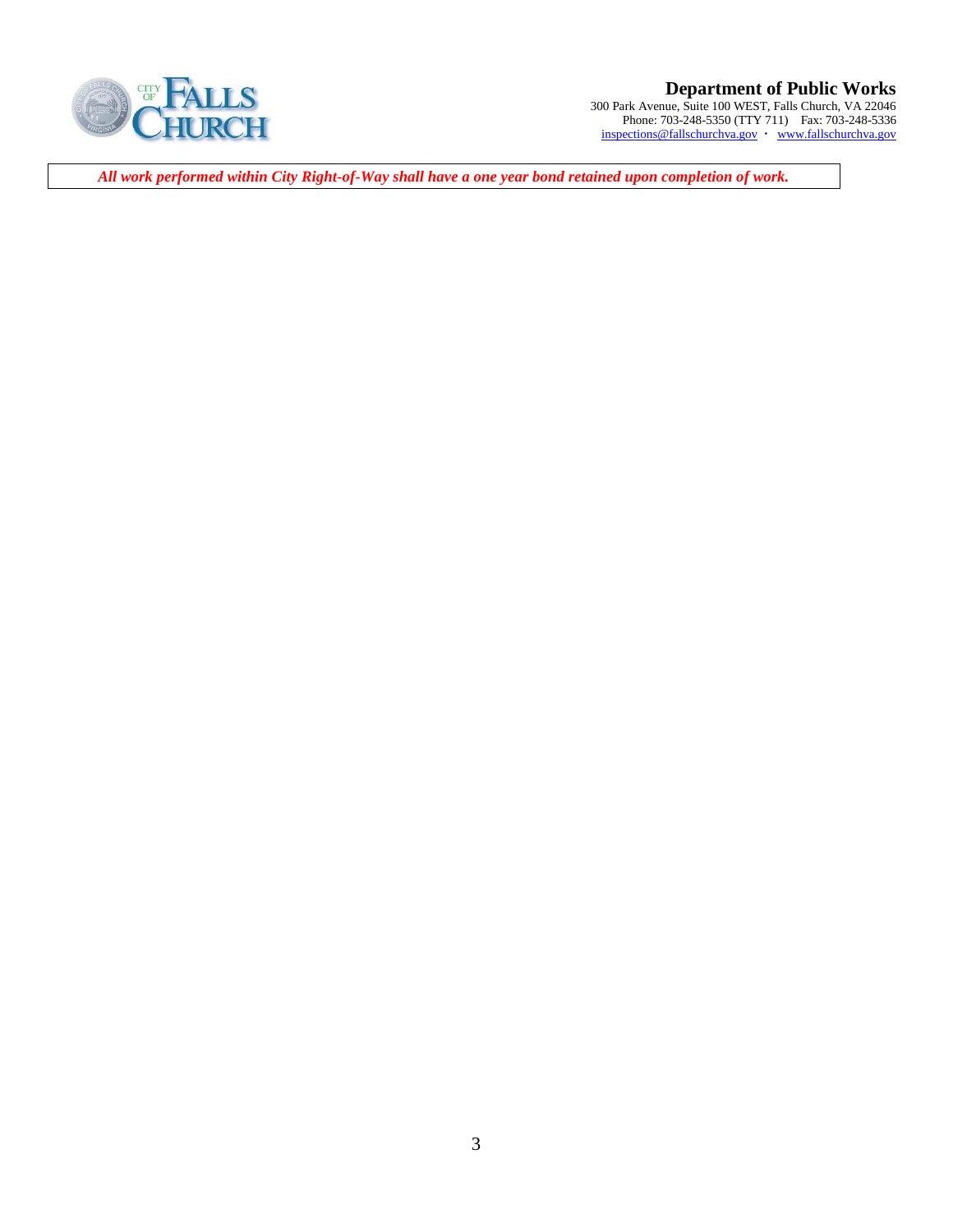**Department of Public Works**
300 Park Avenue, Suite 100 WEST, Falls Church, VA 22046
Phone: 703-248-5350 (TTY 711) Fax: 703-248-5336
inspections@fallschurchva.gov · www.fallschurchva.gov

***All work performed within City Right-of-Way shall have a one year bond retained upon completion of work.***